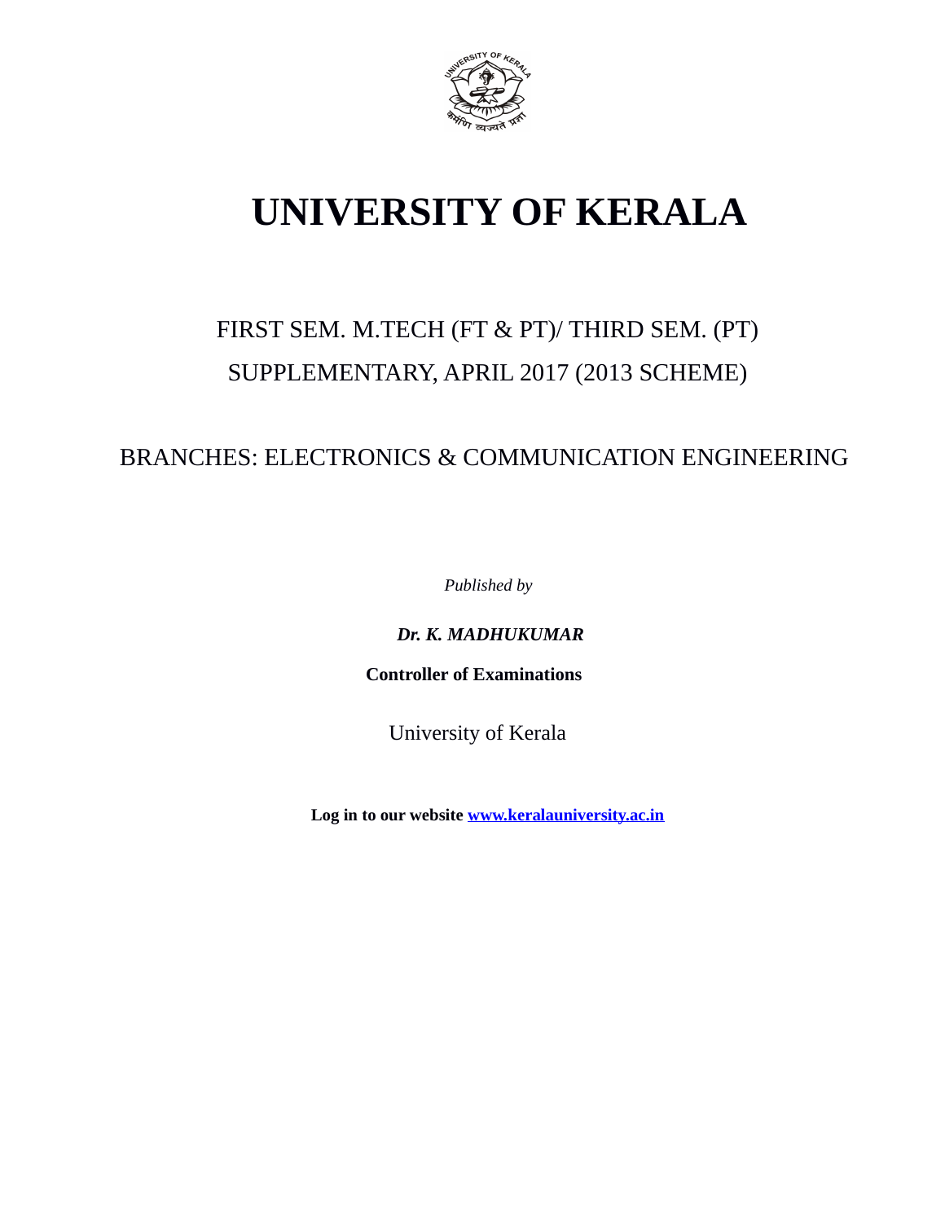# UNIVERSITY OF KERALA

FIRST SEM. M.TECH (FT & PT)/ THIRD SEM. (PT)

SUPPLEMENTARY, APRIL 2017 (2013 SCHEME)

BRANCHES: ELECTRONICS & COMMUNICATION ENGINEERING

*Published by*

***Dr. K. MADHUKUMAR***

**Controller of Examinations**

University of Kerala

**Log in to our website [www.keralauniversity.ac.in](http://www.keralauniversity.ac.in)**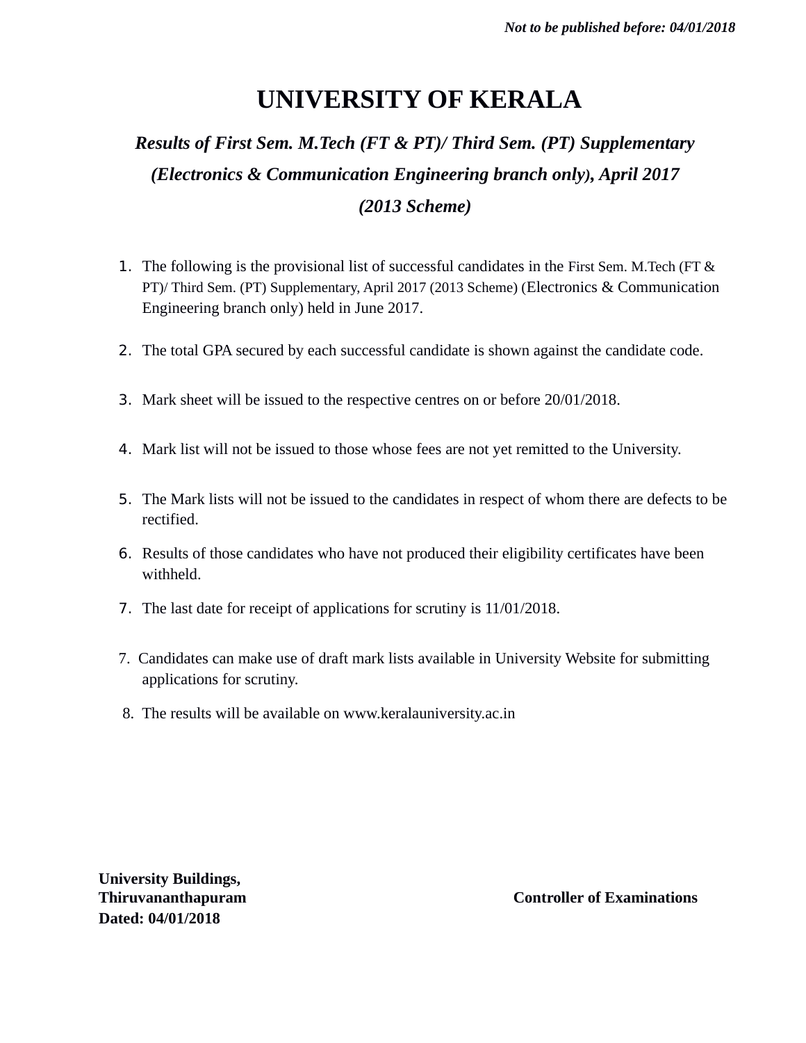*Not to be published before: 04/01/2018*

# UNIVERSITY OF KERALA

## *Results of First Sem. M.Tech (FT & PT)/ Third Sem. (PT) Supplementary (Electronics & Communication Engineering branch only), April 2017 (2013 Scheme)*

1. The following is the provisional list of successful candidates in the First Sem. M.Tech (FT & PT)/ Third Sem. (PT) Supplementary, April 2017 (2013 Scheme) (Electronics & Communication Engineering branch only) held in June 2017.
2. The total GPA secured by each successful candidate is shown against the candidate code.
3. Mark sheet will be issued to the respective centres on or before 20/01/2018.
4. Mark list will not be issued to those whose fees are not yet remitted to the University.
5. The Mark lists will not be issued to the candidates in respect of whom there are defects to be rectified.
6. Results of those candidates who have not produced their eligibility certificates have been withheld.
7. The last date for receipt of applications for scrutiny is 11/01/2018.

7. Candidates can make use of draft mark lists available in University Website for submitting applications for scrutiny.

8. The results will be available on www.keralauniversity.ac.in

**University Buildings,**
**Thiruvananthapuram**
**Dated: 04/01/2018**

**Controller of Examinations**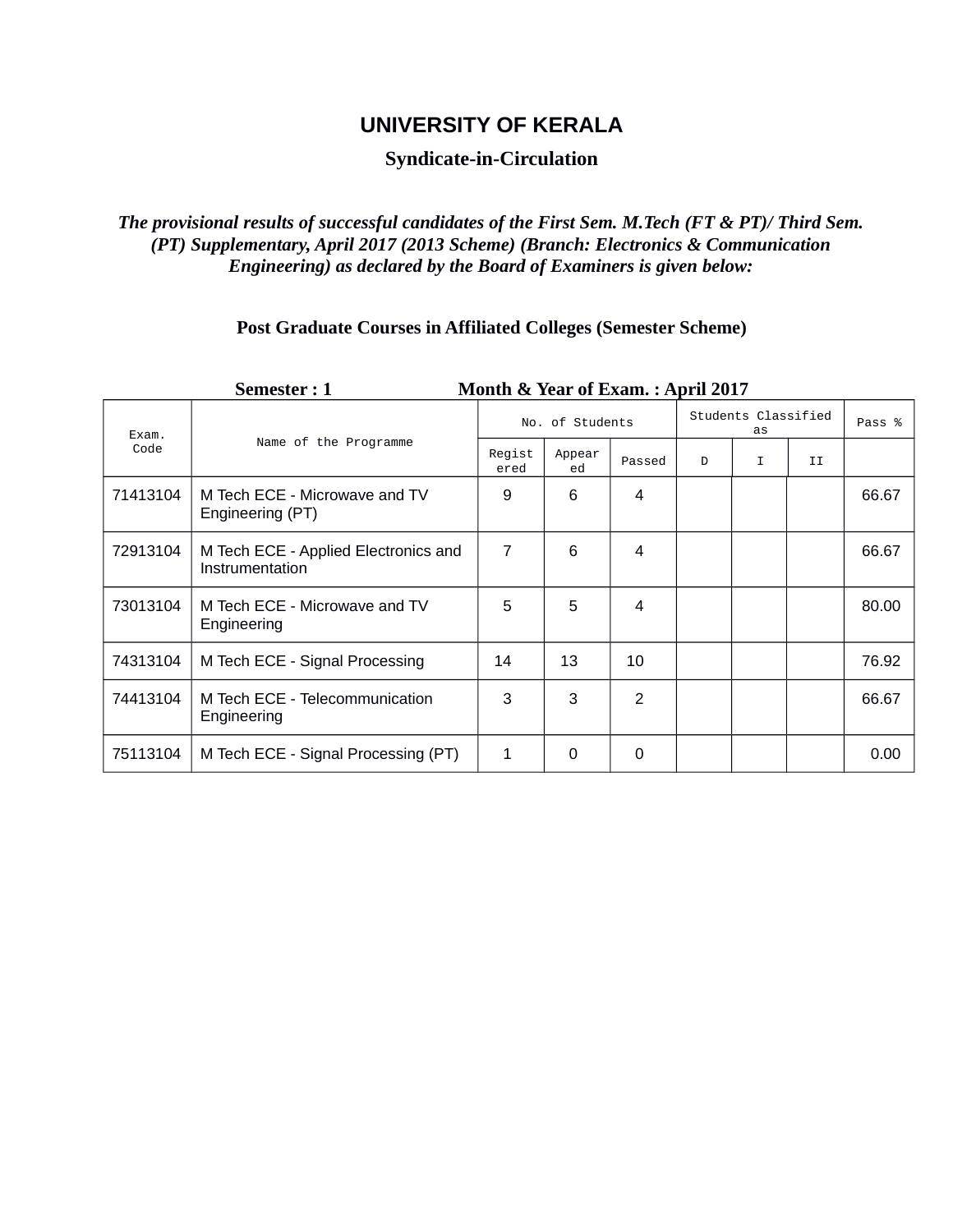# UNIVERSITY OF KERALA

## Syndicate-in-Circulation

***The provisional results of successful candidates of the First Sem. M.Tech (FT & PT)/ Third Sem. (PT) Supplementary, April 2017 (2013 Scheme) (Branch: Electronics & Communication Engineering) as declared by the Board of Examiners is given below:***

**Post Graduate Courses in Affiliated Colleges (Semester Scheme)**

**Semester : 1** **Month & Year of Exam. : April 2017**

| Exam. Code | Name of the Programme | No. of Students | | | Students Classified as | | | Pass % |
|---|---|---|---|---|---|---|---|---|
| | | Registered | Appeared | Passed | D | I | II | |
| 71413104 | M Tech ECE - Microwave and TV Engineering (PT) | 9 | 6 | 4 | | | | 66.67 |
| 72913104 | M Tech ECE - Applied Electronics and Instrumentation | 7 | 6 | 4 | | | | 66.67 |
| 73013104 | M Tech ECE - Microwave and TV Engineering | 5 | 5 | 4 | | | | 80.00 |
| 74313104 | M Tech ECE - Signal Processing | 14 | 13 | 10 | | | | 76.92 |
| 74413104 | M Tech ECE - Telecommunication Engineering | 3 | 3 | 2 | | | | 66.67 |
| 75113104 | M Tech ECE - Signal Processing (PT) | 1 | 0 | 0 | | | | 0.00 |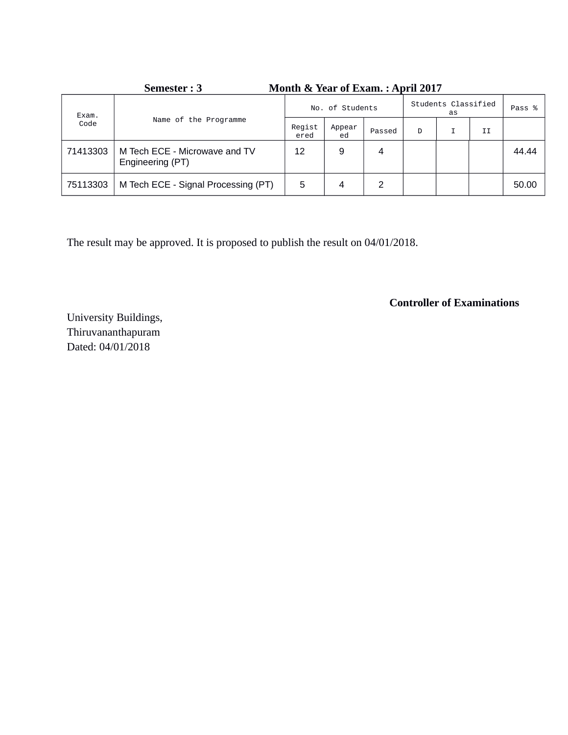**Semester : 3 Month & Year of Exam. : April 2017**

| Exam. Code | Name of the Programme | No. of Students | | | Students Classified as | | | Pass % |
|---|---|---|---|---|---|---|---|---|
| | | Registered | Appeared | Passed | D | I | II | |
| 71413303 | M Tech ECE - Microwave and TV Engineering (PT) | 12 | 9 | 4 | | | | 44.44 |
| 75113303 | M Tech ECE - Signal Processing (PT) | 5 | 4 | 2 | | | | 50.00 |

The result may be approved. It is proposed to publish the result on 04/01/2018.

**Controller of Examinations**

University Buildings,
Thiruvananthapuram
Dated: 04/01/2018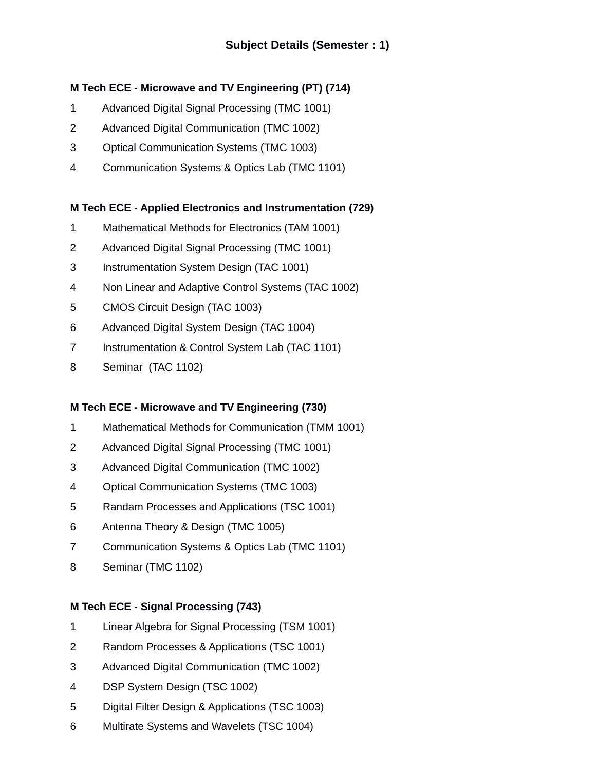## Subject Details (Semester : 1)

**M Tech ECE - Microwave and TV Engineering (PT) (714)**

1 Advanced Digital Signal Processing (TMC 1001)
2 Advanced Digital Communication (TMC 1002)
3 Optical Communication Systems (TMC 1003)
4 Communication Systems & Optics Lab (TMC 1101)

**M Tech ECE - Applied Electronics and Instrumentation (729)**

1 Mathematical Methods for Electronics (TAM 1001)
2 Advanced Digital Signal Processing (TMC 1001)
3 Instrumentation System Design (TAC 1001)
4 Non Linear and Adaptive Control Systems (TAC 1002)
5 CMOS Circuit Design (TAC 1003)
6 Advanced Digital System Design (TAC 1004)
7 Instrumentation & Control System Lab (TAC 1101)
8 Seminar (TAC 1102)

**M Tech ECE - Microwave and TV Engineering (730)**

1 Mathematical Methods for Communication (TMM 1001)
2 Advanced Digital Signal Processing (TMC 1001)
3 Advanced Digital Communication (TMC 1002)
4 Optical Communication Systems (TMC 1003)
5 Randam Processes and Applications (TSC 1001)
6 Antenna Theory & Design (TMC 1005)
7 Communication Systems & Optics Lab (TMC 1101)
8 Seminar (TMC 1102)

**M Tech ECE - Signal Processing (743)**

1 Linear Algebra for Signal Processing (TSM 1001)
2 Random Processes & Applications (TSC 1001)
3 Advanced Digital Communication (TMC 1002)
4 DSP System Design (TSC 1002)
5 Digital Filter Design & Applications (TSC 1003)
6 Multirate Systems and Wavelets (TSC 1004)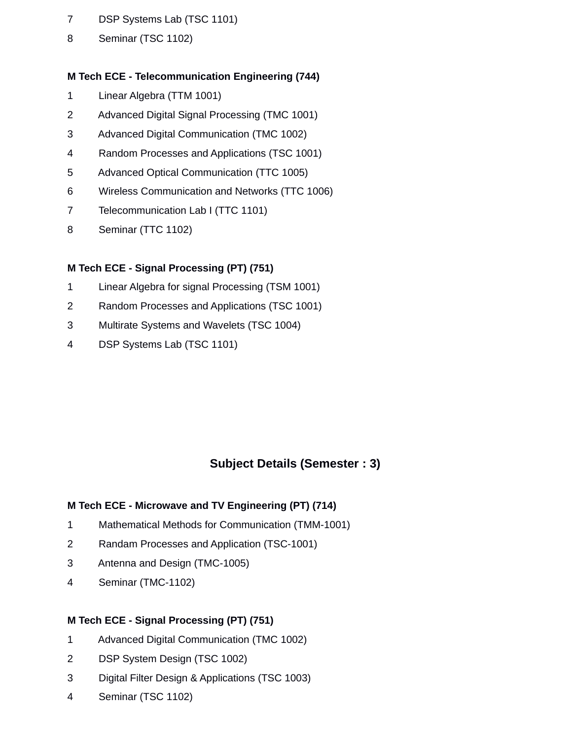7 DSP Systems Lab (TSC 1101)

8 Seminar (TSC 1102)

**M Tech ECE - Telecommunication Engineering (744)**

1 Linear Algebra (TTM 1001)

2 Advanced Digital Signal Processing (TMC 1001)

3 Advanced Digital Communication (TMC 1002)

4 Random Processes and Applications (TSC 1001)

5 Advanced Optical Communication (TTC 1005)

6 Wireless Communication and Networks (TTC 1006)

7 Telecommunication Lab I (TTC 1101)

8 Seminar (TTC 1102)

**M Tech ECE - Signal Processing (PT) (751)**

1 Linear Algebra for signal Processing (TSM 1001)

2 Random Processes and Applications (TSC 1001)

3 Multirate Systems and Wavelets (TSC 1004)

4 DSP Systems Lab (TSC 1101)

## Subject Details (Semester : 3)

**M Tech ECE - Microwave and TV Engineering (PT) (714)**

1 Mathematical Methods for Communication (TMM-1001)

2 Randam Processes and Application (TSC-1001)

3 Antenna and Design (TMC-1005)

4 Seminar (TMC-1102)

**M Tech ECE - Signal Processing (PT) (751)**

1 Advanced Digital Communication (TMC 1002)

2 DSP System Design (TSC 1002)

3 Digital Filter Design & Applications (TSC 1003)

4 Seminar (TSC 1102)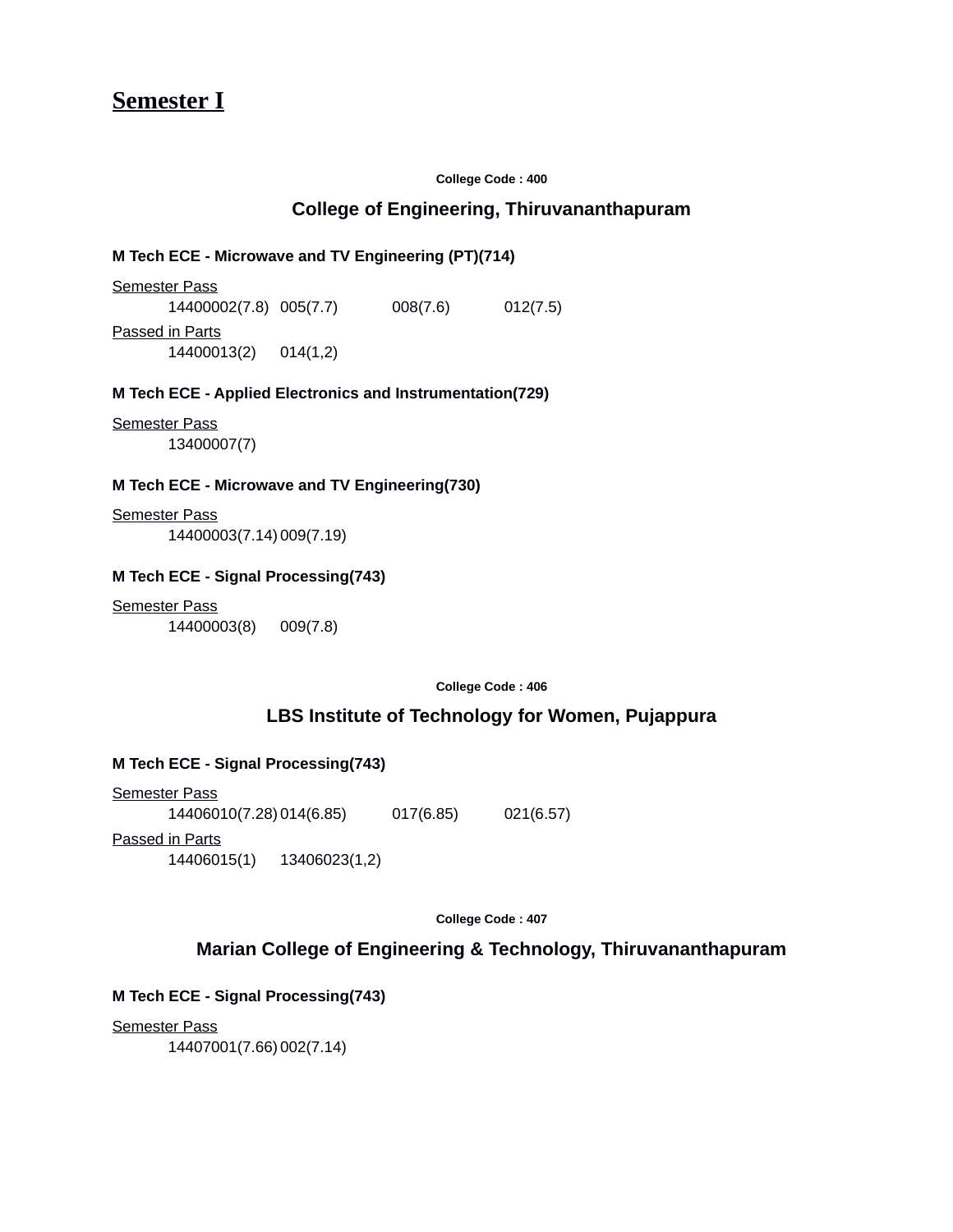# **Semester I**

**College Code : 400**

## College of Engineering, Thiruvananthapuram

**M Tech ECE - Microwave and TV Engineering (PT)(714)**

Semester Pass

14400002(7.8) 005(7.7) 008(7.6) 012(7.5)

Passed in Parts

14400013(2) 014(1,2)

**M Tech ECE - Applied Electronics and Instrumentation(729)**

Semester Pass

13400007(7)

**M Tech ECE - Microwave and TV Engineering(730)**

Semester Pass

14400003(7.14) 009(7.19)

**M Tech ECE - Signal Processing(743)**

Semester Pass

14400003(8) 009(7.8)

**College Code : 406**

## LBS Institute of Technology for Women, Pujappura

**M Tech ECE - Signal Processing(743)**

Semester Pass

14406010(7.28) 014(6.85) 017(6.85) 021(6.57)

Passed in Parts

14406015(1) 13406023(1,2)

**College Code : 407**

## Marian College of Engineering & Technology, Thiruvananthapuram

**M Tech ECE - Signal Processing(743)**

Semester Pass

14407001(7.66) 002(7.14)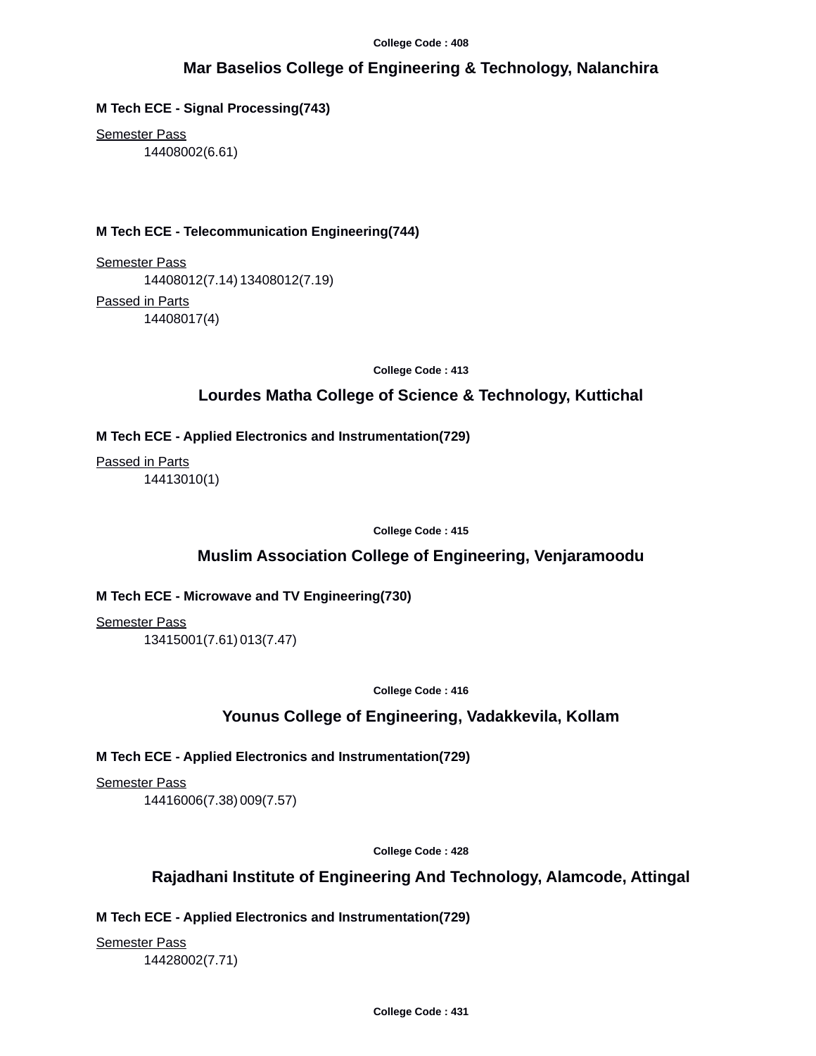College Code : 408

## Mar Baselios College of Engineering & Technology, Nalanchira

**M Tech ECE - Signal Processing(743)**

Semester Pass

14408002(6.61)

**M Tech ECE - Telecommunication Engineering(744)**

Semester Pass

14408012(7.14) 13408012(7.19)

Passed in Parts

14408017(4)

College Code : 413

## Lourdes Matha College of Science & Technology, Kuttichal

**M Tech ECE - Applied Electronics and Instrumentation(729)**

Passed in Parts

14413010(1)

College Code : 415

## Muslim Association College of Engineering, Venjaramoodu

**M Tech ECE - Microwave and TV Engineering(730)**

Semester Pass

13415001(7.61) 013(7.47)

College Code : 416

## Younus College of Engineering, Vadakkevila, Kollam

**M Tech ECE - Applied Electronics and Instrumentation(729)**

Semester Pass

14416006(7.38) 009(7.57)

College Code : 428

## Rajadhani Institute of Engineering And Technology, Alamcode, Attingal

**M Tech ECE - Applied Electronics and Instrumentation(729)**

Semester Pass

14428002(7.71)

College Code : 431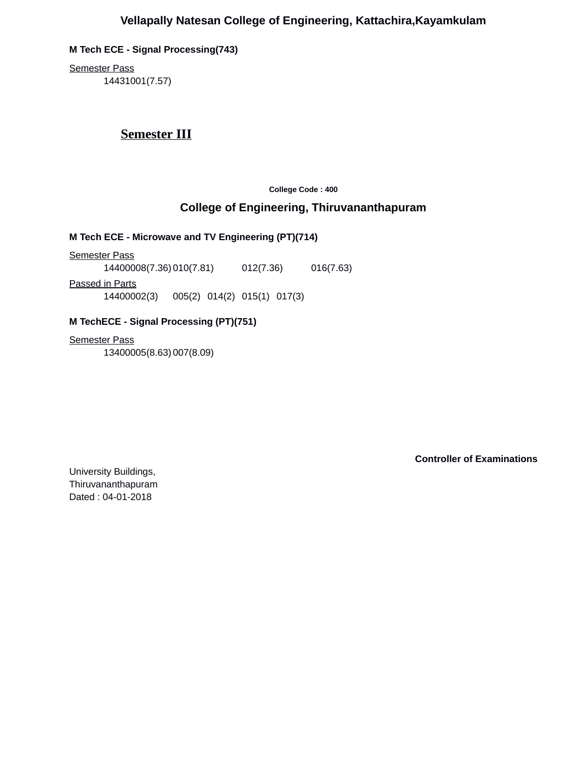## Vellapally Natesan College of Engineering, Kattachira,Kayamkulam

**M Tech ECE - Signal Processing(743)**

Semester Pass

14431001(7.57)

# Semester III

**College Code : 400**

## College of Engineering, Thiruvananthapuram

**M Tech ECE - Microwave and TV Engineering (PT)(714)**

Semester Pass

14400008(7.36) 010(7.81) 012(7.36) 016(7.63)

Passed in Parts

14400002(3) 005(2) 014(2) 015(1) 017(3)

**M TechECE - Signal Processing (PT)(751)**

Semester Pass

13400005(8.63) 007(8.09)

**Controller of Examinations**

University Buildings,
Thiruvananthapuram
Dated : 04-01-2018